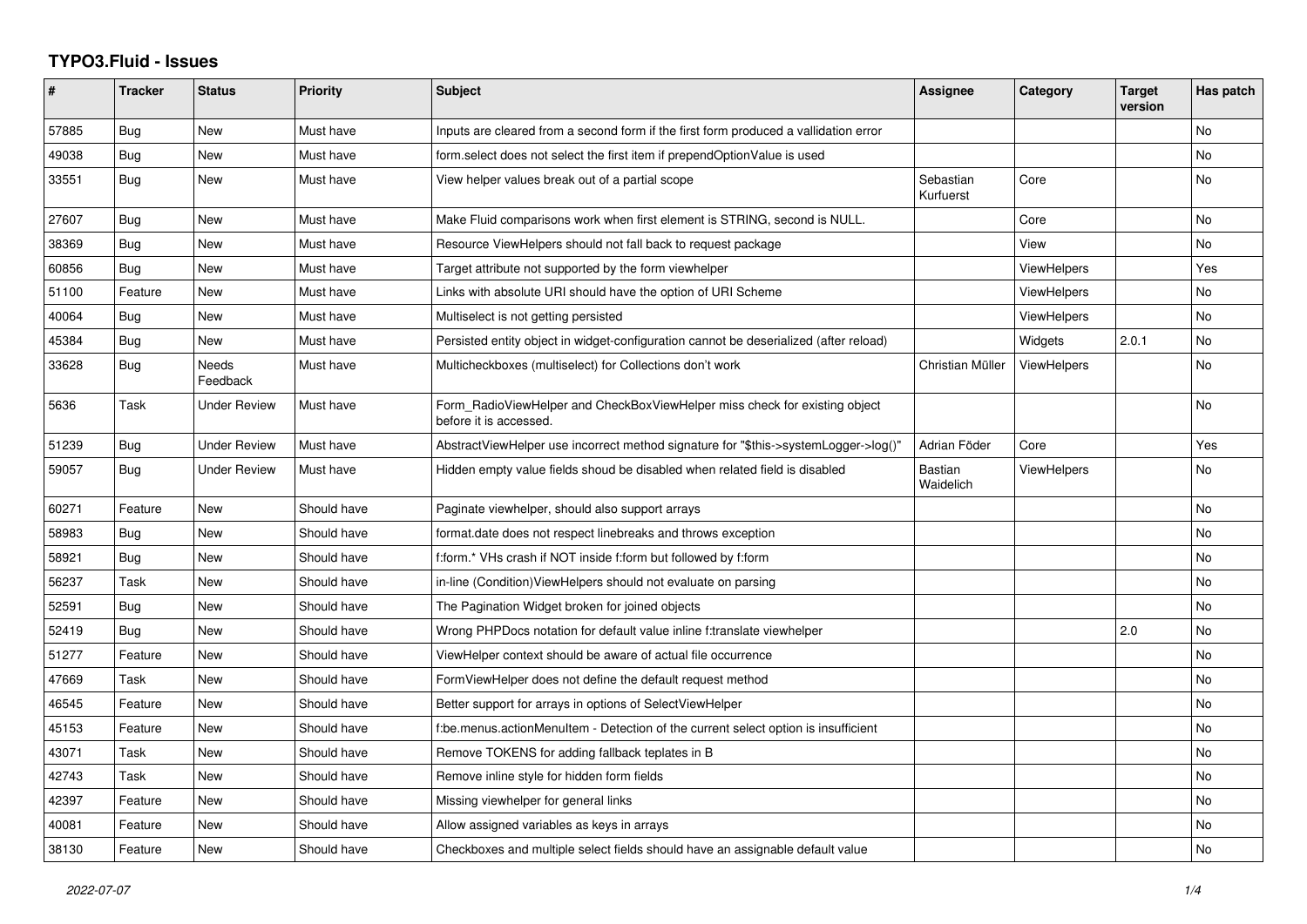# TYPO3.Fluid - Issues

| # | Tracker | Status | Priority | Subject | Assignee | Category | Target version | Has patch |
|---|---|---|---|---|---|---|---|---|
| 57885 | Bug | New | Must have | Inputs are cleared from a second form if the first form produced a vallidation error | | | | No |
| 49038 | Bug | New | Must have | form.select does not select the first item if prependOptionValue is used | | | | No |
| 33551 | Bug | New | Must have | View helper values break out of a partial scope | Sebastian Kurfuerst | Core | | No |
| 27607 | Bug | New | Must have | Make Fluid comparisons work when first element is STRING, second is NULL. | | Core | | No |
| 38369 | Bug | New | Must have | Resource ViewHelpers should not fall back to request package | | View | | No |
| 60856 | Bug | New | Must have | Target attribute not supported by the form viewhelper | | ViewHelpers | | Yes |
| 51100 | Feature | New | Must have | Links with absolute URI should have the option of URI Scheme | | ViewHelpers | | No |
| 40064 | Bug | New | Must have | Multiselect is not getting persisted | | ViewHelpers | | No |
| 45384 | Bug | New | Must have | Persisted entity object in widget-configuration cannot be deserialized (after reload) | | Widgets | 2.0.1 | No |
| 33628 | Bug | Needs Feedback | Must have | Multicheckboxes (multiselect) for Collections don't work | Christian Müller | ViewHelpers | | No |
| 5636 | Task | Under Review | Must have | Form_RadioViewHelper and CheckBoxViewHelper miss check for existing object before it is accessed. | | | | No |
| 51239 | Bug | Under Review | Must have | AbstractViewHelper use incorrect method signature for "$this->systemLogger->log()" | Adrian Föder | Core | | Yes |
| 59057 | Bug | Under Review | Must have | Hidden empty value fields shoud be disabled when related field is disabled | Bastian Waidelich | ViewHelpers | | No |
| 60271 | Feature | New | Should have | Paginate viewhelper, should also support arrays | | | | No |
| 58983 | Bug | New | Should have | format.date does not respect linebreaks and throws exception | | | | No |
| 58921 | Bug | New | Should have | f:form.* VHs crash if NOT inside f:form but followed by f:form | | | | No |
| 56237 | Task | New | Should have | in-line (Condition)ViewHelpers should not evaluate on parsing | | | | No |
| 52591 | Bug | New | Should have | The Pagination Widget broken for joined objects | | | | No |
| 52419 | Bug | New | Should have | Wrong PHPDocs notation for default value inline f:translate viewhelper | | | 2.0 | No |
| 51277 | Feature | New | Should have | ViewHelper context should be aware of actual file occurrence | | | | No |
| 47669 | Task | New | Should have | FormViewHelper does not define the default request method | | | | No |
| 46545 | Feature | New | Should have | Better support for arrays in options of SelectViewHelper | | | | No |
| 45153 | Feature | New | Should have | f:be.menus.actionMenuItem - Detection of the current select option is insufficient | | | | No |
| 43071 | Task | New | Should have | Remove TOKENS for adding fallback teplates in B | | | | No |
| 42743 | Task | New | Should have | Remove inline style for hidden form fields | | | | No |
| 42397 | Feature | New | Should have | Missing viewhelper for general links | | | | No |
| 40081 | Feature | New | Should have | Allow assigned variables as keys in arrays | | | | No |
| 38130 | Feature | New | Should have | Checkboxes and multiple select fields should have an assignable default value | | | | No |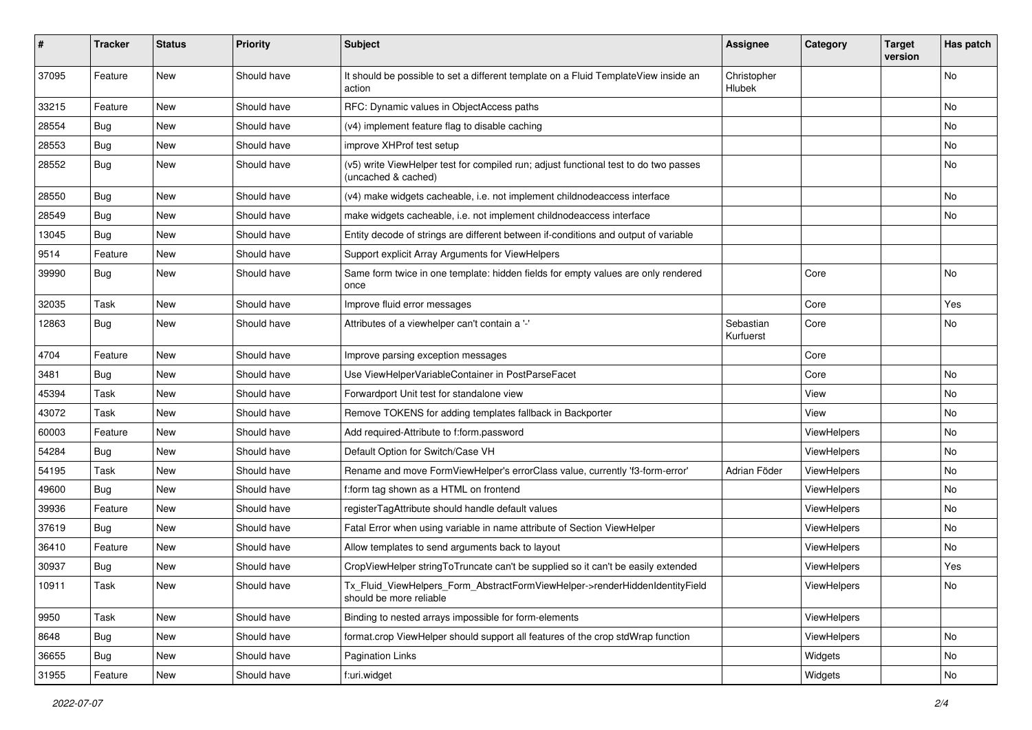| # | Tracker | Status | Priority | Subject | Assignee | Category | Target version | Has patch |
|---|---|---|---|---|---|---|---|---|
| 37095 | Feature | New | Should have | It should be possible to set a different template on a Fluid TemplateView inside an action | Christopher Hlubek | | | No |
| 33215 | Feature | New | Should have | RFC: Dynamic values in ObjectAccess paths | | | | No |
| 28554 | Bug | New | Should have | (v4) implement feature flag to disable caching | | | | No |
| 28553 | Bug | New | Should have | improve XHProf test setup | | | | No |
| 28552 | Bug | New | Should have | (v5) write ViewHelper test for compiled run; adjust functional test to do two passes (uncached & cached) | | | | No |
| 28550 | Bug | New | Should have | (v4) make widgets cacheable, i.e. not implement childnodeaccess interface | | | | No |
| 28549 | Bug | New | Should have | make widgets cacheable, i.e. not implement childnodeaccess interface | | | | No |
| 13045 | Bug | New | Should have | Entity decode of strings are different between if-conditions and output of variable | | | | |
| 9514 | Feature | New | Should have | Support explicit Array Arguments for ViewHelpers | | | | |
| 39990 | Bug | New | Should have | Same form twice in one template: hidden fields for empty values are only rendered once | | Core | | No |
| 32035 | Task | New | Should have | Improve fluid error messages | | Core | | Yes |
| 12863 | Bug | New | Should have | Attributes of a viewhelper can't contain a '-' | Sebastian Kurfuerst | Core | | No |
| 4704 | Feature | New | Should have | Improve parsing exception messages | | Core | | |
| 3481 | Bug | New | Should have | Use ViewHelperVariableContainer in PostParseFacet | | Core | | No |
| 45394 | Task | New | Should have | Forwardport Unit test for standalone view | | View | | No |
| 43072 | Task | New | Should have | Remove TOKENS for adding templates fallback in Backporter | | View | | No |
| 60003 | Feature | New | Should have | Add required-Attribute to f:form.password | | ViewHelpers | | No |
| 54284 | Bug | New | Should have | Default Option for Switch/Case VH | | ViewHelpers | | No |
| 54195 | Task | New | Should have | Rename and move FormViewHelper's errorClass value, currently 'f3-form-error' | Adrian Föder | ViewHelpers | | No |
| 49600 | Bug | New | Should have | f:form tag shown as a HTML on frontend | | ViewHelpers | | No |
| 39936 | Feature | New | Should have | registerTagAttribute should handle default values | | ViewHelpers | | No |
| 37619 | Bug | New | Should have | Fatal Error when using variable in name attribute of Section ViewHelper | | ViewHelpers | | No |
| 36410 | Feature | New | Should have | Allow templates to send arguments back to layout | | ViewHelpers | | No |
| 30937 | Bug | New | Should have | CropViewHelper stringToTruncate can't be supplied so it can't be easily extended | | ViewHelpers | | Yes |
| 10911 | Task | New | Should have | Tx_Fluid_ViewHelpers_Form_AbstractFormViewHelper->renderHiddenIdentityField should be more reliable | | ViewHelpers | | No |
| 9950 | Task | New | Should have | Binding to nested arrays impossible for form-elements | | ViewHelpers | | |
| 8648 | Bug | New | Should have | format.crop ViewHelper should support all features of the crop stdWrap function | | ViewHelpers | | No |
| 36655 | Bug | New | Should have | Pagination Links | | Widgets | | No |
| 31955 | Feature | New | Should have | f:uri.widget | | Widgets | | No |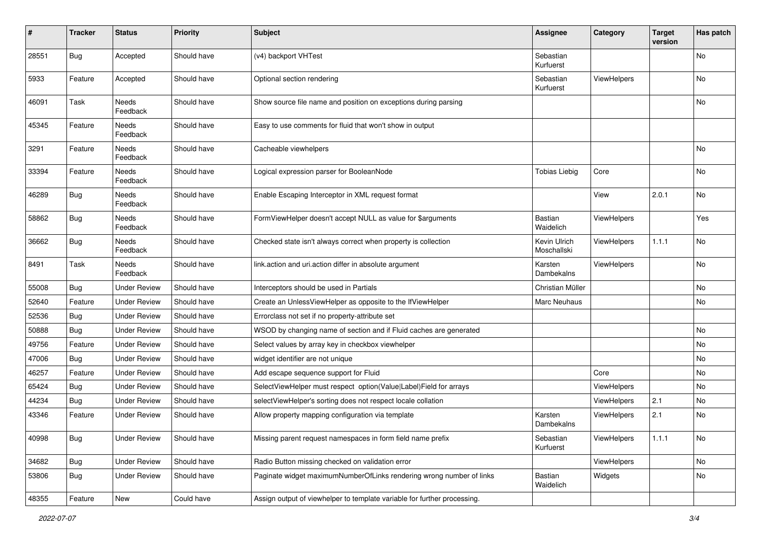| # | Tracker | Status | Priority | Subject | Assignee | Category | Target version | Has patch |
|---|---|---|---|---|---|---|---|---|
| 28551 | Bug | Accepted | Should have | (v4) backport VHTest | Sebastian Kurfuerst | | | No |
| 5933 | Feature | Accepted | Should have | Optional section rendering | Sebastian Kurfuerst | ViewHelpers | | No |
| 46091 | Task | Needs Feedback | Should have | Show source file name and position on exceptions during parsing | | | | No |
| 45345 | Feature | Needs Feedback | Should have | Easy to use comments for fluid that won't show in output | | | | |
| 3291 | Feature | Needs Feedback | Should have | Cacheable viewhelpers | | | | No |
| 33394 | Feature | Needs Feedback | Should have | Logical expression parser for BooleanNode | Tobias Liebig | Core | | No |
| 46289 | Bug | Needs Feedback | Should have | Enable Escaping Interceptor in XML request format | | View | 2.0.1 | No |
| 58862 | Bug | Needs Feedback | Should have | FormViewHelper doesn't accept NULL as value for $arguments | Bastian Waidelich | ViewHelpers | | Yes |
| 36662 | Bug | Needs Feedback | Should have | Checked state isn't always correct when property is collection | Kevin Ulrich Moschallski | ViewHelpers | 1.1.1 | No |
| 8491 | Task | Needs Feedback | Should have | link.action and uri.action differ in absolute argument | Karsten Dambekalns | ViewHelpers | | No |
| 55008 | Bug | Under Review | Should have | Interceptors should be used in Partials | Christian Müller | | | No |
| 52640 | Feature | Under Review | Should have | Create an UnlessViewHelper as opposite to the IfViewHelper | Marc Neuhaus | | | No |
| 52536 | Bug | Under Review | Should have | Errorclass not set if no property-attribute set | | | | |
| 50888 | Bug | Under Review | Should have | WSOD by changing name of section and if Fluid caches are generated | | | | No |
| 49756 | Feature | Under Review | Should have | Select values by array key in checkbox viewhelper | | | | No |
| 47006 | Bug | Under Review | Should have | widget identifier are not unique | | | | No |
| 46257 | Feature | Under Review | Should have | Add escape sequence support for Fluid | | Core | | No |
| 65424 | Bug | Under Review | Should have | SelectViewHelper must respect option(Value\|Label)Field for arrays | | ViewHelpers | | No |
| 44234 | Bug | Under Review | Should have | selectViewHelper's sorting does not respect locale collation | | ViewHelpers | 2.1 | No |
| 43346 | Feature | Under Review | Should have | Allow property mapping configuration via template | Karsten Dambekalns | ViewHelpers | 2.1 | No |
| 40998 | Bug | Under Review | Should have | Missing parent request namespaces in form field name prefix | Sebastian Kurfuerst | ViewHelpers | 1.1.1 | No |
| 34682 | Bug | Under Review | Should have | Radio Button missing checked on validation error | | ViewHelpers | | No |
| 53806 | Bug | Under Review | Should have | Paginate widget maximumNumberOfLinks rendering wrong number of links | Bastian Waidelich | Widgets | | No |
| 48355 | Feature | New | Could have | Assign output of viewhelper to template variable for further processing. | | | | |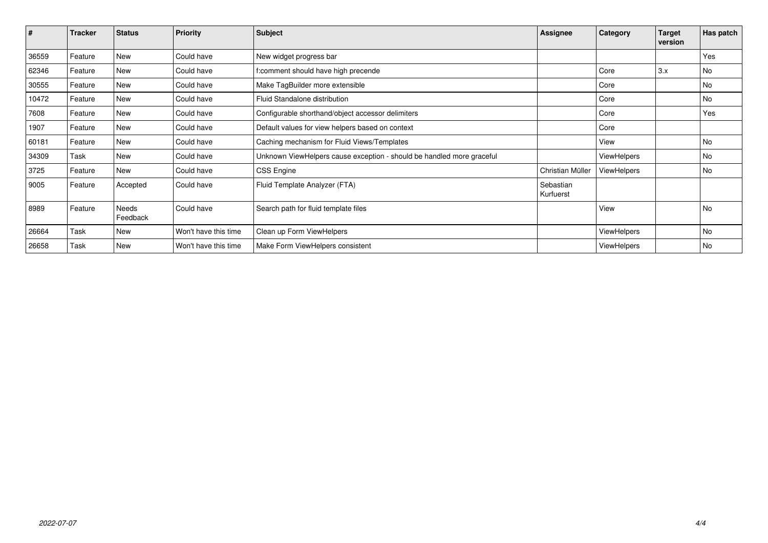| # | Tracker | Status | Priority | Subject | Assignee | Category | Target version | Has patch |
|---|---|---|---|---|---|---|---|---|
| 36559 | Feature | New | Could have | New widget progress bar | | | | Yes |
| 62346 | Feature | New | Could have | f:comment should have high precende | | Core | 3.x | No |
| 30555 | Feature | New | Could have | Make TagBuilder more extensible | | Core | | No |
| 10472 | Feature | New | Could have | Fluid Standalone distribution | | Core | | No |
| 7608 | Feature | New | Could have | Configurable shorthand/object accessor delimiters | | Core | | Yes |
| 1907 | Feature | New | Could have | Default values for view helpers based on context | | Core | | |
| 60181 | Feature | New | Could have | Caching mechanism for Fluid Views/Templates | | View | | No |
| 34309 | Task | New | Could have | Unknown ViewHelpers cause exception - should be handled more graceful | | ViewHelpers | | No |
| 3725 | Feature | New | Could have | CSS Engine | Christian Müller | ViewHelpers | | No |
| 9005 | Feature | Accepted | Could have | Fluid Template Analyzer (FTA) | Sebastian Kurfuerst | | | |
| 8989 | Feature | Needs Feedback | Could have | Search path for fluid template files | | View | | No |
| 26664 | Task | New | Won't have this time | Clean up Form ViewHelpers | | ViewHelpers | | No |
| 26658 | Task | New | Won't have this time | Make Form ViewHelpers consistent | | ViewHelpers | | No |

*2022-07-07*